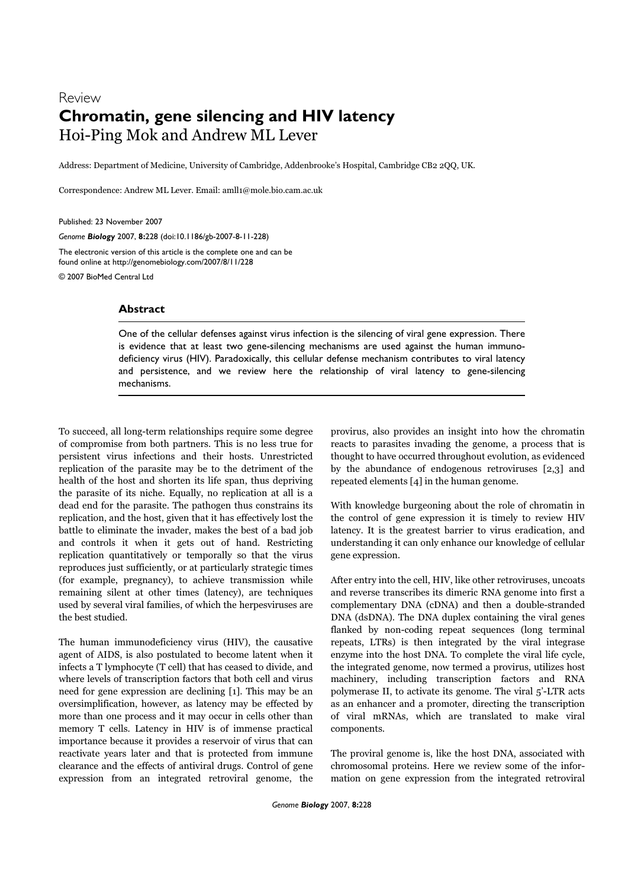Review

# Chromatin, gene silencing and HIV latency

Hoi-Ping Mok and Andrew ML Lever

Address: Department of Medicine, University of Cambridge, Addenbrooke's Hospital, Cambridge CB2 2QQ, UK.

Correspondence: Andrew ML Lever. Email: amll1@mole.bio.cam.ac.uk

Published: 23 November 2007

*Genome* ***Biology*** 2007, **8:**228 (doi:10.1186/gb-2007-8-11-228)

The electronic version of this article is the complete one and can be found online at http://genomebiology.com/2007/8/11/228

© 2007 BioMed Central Ltd

## Abstract

One of the cellular defenses against virus infection is the silencing of viral gene expression. There is evidence that at least two gene-silencing mechanisms are used against the human immunodeficiency virus (HIV). Paradoxically, this cellular defense mechanism contributes to viral latency and persistence, and we review here the relationship of viral latency to gene-silencing mechanisms.

To succeed, all long-term relationships require some degree of compromise from both partners. This is no less true for persistent virus infections and their hosts. Unrestricted replication of the parasite may be to the detriment of the health of the host and shorten its life span, thus depriving the parasite of its niche. Equally, no replication at all is a dead end for the parasite. The pathogen thus constrains its replication, and the host, given that it has effectively lost the battle to eliminate the invader, makes the best of a bad job and controls it when it gets out of hand. Restricting replication quantitatively or temporally so that the virus reproduces just sufficiently, or at particularly strategic times (for example, pregnancy), to achieve transmission while remaining silent at other times (latency), are techniques used by several viral families, of which the herpesviruses are the best studied.

The human immunodeficiency virus (HIV), the causative agent of AIDS, is also postulated to become latent when it infects a T lymphocyte (T cell) that has ceased to divide, and where levels of transcription factors that both cell and virus need for gene expression are declining [1]. This may be an oversimplification, however, as latency may be effected by more than one process and it may occur in cells other than memory T cells. Latency in HIV is of immense practical importance because it provides a reservoir of virus that can reactivate years later and that is protected from immune clearance and the effects of antiviral drugs. Control of gene expression from an integrated retroviral genome, the provirus, also provides an insight into how the chromatin reacts to parasites invading the genome, a process that is thought to have occurred throughout evolution, as evidenced by the abundance of endogenous retroviruses [2,3] and repeated elements [4] in the human genome.

With knowledge burgeoning about the role of chromatin in the control of gene expression it is timely to review HIV latency. It is the greatest barrier to virus eradication, and understanding it can only enhance our knowledge of cellular gene expression.

After entry into the cell, HIV, like other retroviruses, uncoats and reverse transcribes its dimeric RNA genome into first a complementary DNA (cDNA) and then a double-stranded DNA (dsDNA). The DNA duplex containing the viral genes flanked by non-coding repeat sequences (long terminal repeats, LTRs) is then integrated by the viral integrase enzyme into the host DNA. To complete the viral life cycle, the integrated genome, now termed a provirus, utilizes host machinery, including transcription factors and RNA polymerase II, to activate its genome. The viral 5'-LTR acts as an enhancer and a promoter, directing the transcription of viral mRNAs, which are translated to make viral components.

The proviral genome is, like the host DNA, associated with chromosomal proteins. Here we review some of the information on gene expression from the integrated retroviral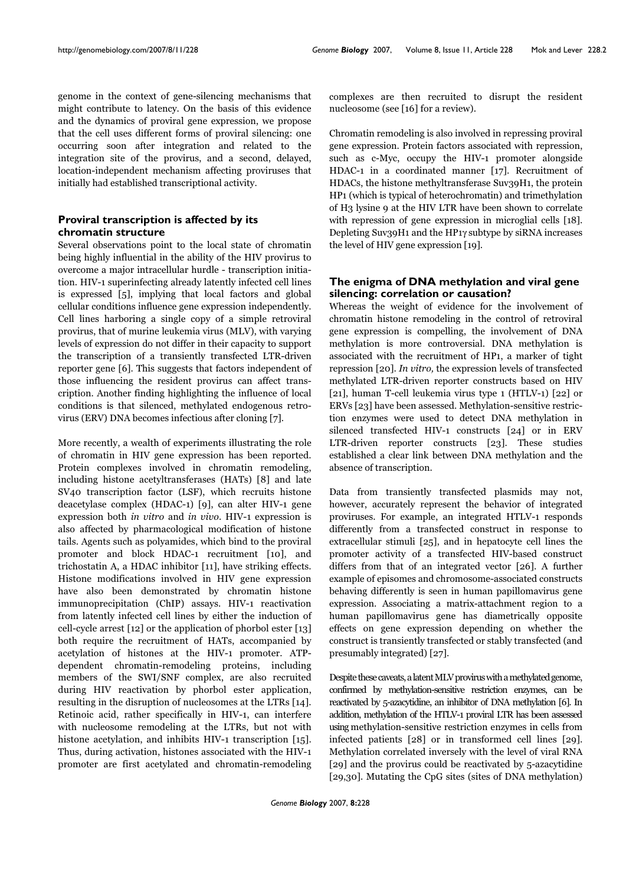genome in the context of gene-silencing mechanisms that might contribute to latency. On the basis of this evidence and the dynamics of proviral gene expression, we propose that the cell uses different forms of proviral silencing: one occurring soon after integration and related to the integration site of the provirus, and a second, delayed, location-independent mechanism affecting proviruses that initially had established transcriptional activity.

## Proviral transcription is affected by its chromatin structure

Several observations point to the local state of chromatin being highly influential in the ability of the HIV provirus to overcome a major intracellular hurdle - transcription initiation. HIV-1 superinfecting already latently infected cell lines is expressed [5], implying that local factors and global cellular conditions influence gene expression independently. Cell lines harboring a single copy of a simple retroviral provirus, that of murine leukemia virus (MLV), with varying levels of expression do not differ in their capacity to support the transcription of a transiently transfected LTR-driven reporter gene [6]. This suggests that factors independent of those influencing the resident provirus can affect transcription. Another finding highlighting the influence of local conditions is that silenced, methylated endogenous retrovirus (ERV) DNA becomes infectious after cloning [7].

More recently, a wealth of experiments illustrating the role of chromatin in HIV gene expression has been reported. Protein complexes involved in chromatin remodeling, including histone acetyltransferases (HATs) [8] and late SV40 transcription factor (LSF), which recruits histone deacetylase complex (HDAC-1) [9], can alter HIV-1 gene expression both *in vitro* and *in vivo*. HIV-1 expression is also affected by pharmacological modification of histone tails. Agents such as polyamides, which bind to the proviral promoter and block HDAC-1 recruitment [10], and trichostatin A, a HDAC inhibitor [11], have striking effects. Histone modifications involved in HIV gene expression have also been demonstrated by chromatin histone immunoprecipitation (ChIP) assays. HIV-1 reactivation from latently infected cell lines by either the induction of cell-cycle arrest [12] or the application of phorbol ester [13] both require the recruitment of HATs, accompanied by acetylation of histones at the HIV-1 promoter. ATP-dependent chromatin-remodeling proteins, including members of the SWI/SNF complex, are also recruited during HIV reactivation by phorbol ester application, resulting in the disruption of nucleosomes at the LTRs [14]. Retinoic acid, rather specifically in HIV-1, can interfere with nucleosome remodeling at the LTRs, but not with histone acetylation, and inhibits HIV-1 transcription [15]. Thus, during activation, histones associated with the HIV-1 promoter are first acetylated and chromatin-remodeling complexes are then recruited to disrupt the resident nucleosome (see [16] for a review).

Chromatin remodeling is also involved in repressing proviral gene expression. Protein factors associated with repression, such as c-Myc, occupy the HIV-1 promoter alongside HDAC-1 in a coordinated manner [17]. Recruitment of HDACs, the histone methyltransferase Suv39H1, the protein HP1 (which is typical of heterochromatin) and trimethylation of H3 lysine 9 at the HIV LTR have been shown to correlate with repression of gene expression in microglial cells [18]. Depleting Suv39H1 and the HP1γ subtype by siRNA increases the level of HIV gene expression [19].

## The enigma of DNA methylation and viral gene silencing: correlation or causation?

Whereas the weight of evidence for the involvement of chromatin histone remodeling in the control of retroviral gene expression is compelling, the involvement of DNA methylation is more controversial. DNA methylation is associated with the recruitment of HP1, a marker of tight repression [20]. *In vitro,* the expression levels of transfected methylated LTR-driven reporter constructs based on HIV [21], human T-cell leukemia virus type 1 (HTLV-1) [22] or ERVs [23] have been assessed. Methylation-sensitive restriction enzymes were used to detect DNA methylation in silenced transfected HIV-1 constructs [24] or in ERV LTR-driven reporter constructs [23]. These studies established a clear link between DNA methylation and the absence of transcription.

Data from transiently transfected plasmids may not, however, accurately represent the behavior of integrated proviruses. For example, an integrated HTLV-1 responds differently from a transfected construct in response to extracellular stimuli [25], and in hepatocyte cell lines the promoter activity of a transfected HIV-based construct differs from that of an integrated vector [26]. A further example of episomes and chromosome-associated constructs behaving differently is seen in human papillomavirus gene expression. Associating a matrix-attachment region to a human papillomavirus gene has diametrically opposite effects on gene expression depending on whether the construct is transiently transfected or stably transfected (and presumably integrated) [27].

Despite these caveats, a latent MLV provirus with a methylated genome, confirmed by methylation-sensitive restriction enzymes, can be reactivated by 5-azacytidine, an inhibitor of DNA methylation [6]. In addition, methylation of the HTLV-1 proviral LTR has been assessed using methylation-sensitive restriction enzymes in cells from infected patients [28] or in transformed cell lines [29]. Methylation correlated inversely with the level of viral RNA [29] and the provirus could be reactivated by 5-azacytidine [29,30]. Mutating the CpG sites (sites of DNA methylation)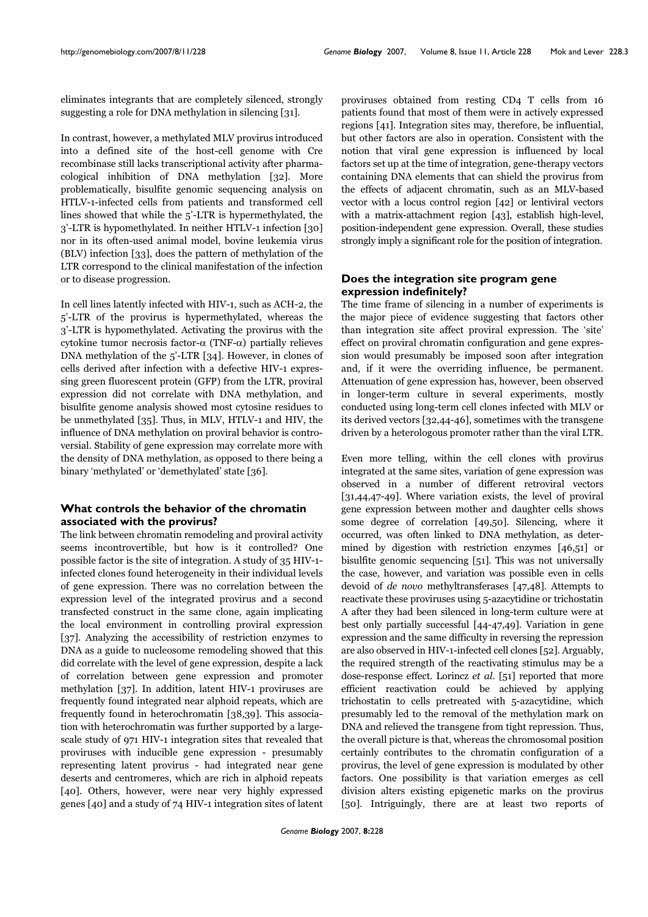eliminates integrants that are completely silenced, strongly suggesting a role for DNA methylation in silencing [31].

In contrast, however, a methylated MLV provirus introduced into a defined site of the host-cell genome with Cre recombinase still lacks transcriptional activity after pharmacological inhibition of DNA methylation [32]. More problematically, bisulfite genomic sequencing analysis on HTLV-1-infected cells from patients and transformed cell lines showed that while the 5'-LTR is hypermethylated, the 3'-LTR is hypomethylated. In neither HTLV-1 infection [30] nor in its often-used animal model, bovine leukemia virus (BLV) infection [33], does the pattern of methylation of the LTR correspond to the clinical manifestation of the infection or to disease progression.

In cell lines latently infected with HIV-1, such as ACH-2, the 5'-LTR of the provirus is hypermethylated, whereas the 3'-LTR is hypomethylated. Activating the provirus with the cytokine tumor necrosis factor-α (TNF-α) partially relieves DNA methylation of the 5'-LTR [34]. However, in clones of cells derived after infection with a defective HIV-1 expressing green fluorescent protein (GFP) from the LTR, proviral expression did not correlate with DNA methylation, and bisulfite genome analysis showed most cytosine residues to be unmethylated [35]. Thus, in MLV, HTLV-1 and HIV, the influence of DNA methylation on proviral behavior is controversial. Stability of gene expression may correlate more with the density of DNA methylation, as opposed to there being a binary 'methylated' or 'demethylated' state [36].

## What controls the behavior of the chromatin associated with the provirus?

The link between chromatin remodeling and proviral activity seems incontrovertible, but how is it controlled? One possible factor is the site of integration. A study of 35 HIV-1-infected clones found heterogeneity in their individual levels of gene expression. There was no correlation between the expression level of the integrated provirus and a second transfected construct in the same clone, again implicating the local environment in controlling proviral expression [37]. Analyzing the accessibility of restriction enzymes to DNA as a guide to nucleosome remodeling showed that this did correlate with the level of gene expression, despite a lack of correlation between gene expression and promoter methylation [37]. In addition, latent HIV-1 proviruses are frequently found integrated near alphoid repeats, which are frequently found in heterochromatin [38,39]. This association with heterochromatin was further supported by a large-scale study of 971 HIV-1 integration sites that revealed that proviruses with inducible gene expression - presumably representing latent provirus - had integrated near gene deserts and centromeres, which are rich in alphoid repeats [40]. Others, however, were near very highly expressed genes [40] and a study of 74 HIV-1 integration sites of latent proviruses obtained from resting CD4 T cells from 16 patients found that most of them were in actively expressed regions [41]. Integration sites may, therefore, be influential, but other factors are also in operation. Consistent with the notion that viral gene expression is influenced by local factors set up at the time of integration, gene-therapy vectors containing DNA elements that can shield the provirus from the effects of adjacent chromatin, such as an MLV-based vector with a locus control region [42] or lentiviral vectors with a matrix-attachment region [43], establish high-level, position-independent gene expression. Overall, these studies strongly imply a significant role for the position of integration.

## Does the integration site program gene expression indefinitely?

The time frame of silencing in a number of experiments is the major piece of evidence suggesting that factors other than integration site affect proviral expression. The 'site' effect on proviral chromatin configuration and gene expression would presumably be imposed soon after integration and, if it were the overriding influence, be permanent. Attenuation of gene expression has, however, been observed in longer-term culture in several experiments, mostly conducted using long-term cell clones infected with MLV or its derived vectors [32,44-46], sometimes with the transgene driven by a heterologous promoter rather than the viral LTR.

Even more telling, within the cell clones with provirus integrated at the same sites, variation of gene expression was observed in a number of different retroviral vectors [31,44,47-49]. Where variation exists, the level of proviral gene expression between mother and daughter cells shows some degree of correlation [49,50]. Silencing, where it occurred, was often linked to DNA methylation, as determined by digestion with restriction enzymes [46,51] or bisulfite genomic sequencing [51]. This was not universally the case, however, and variation was possible even in cells devoid of *de novo* methyltransferases [47,48]. Attempts to reactivate these proviruses using 5-azacytidine or trichostatin A after they had been silenced in long-term culture were at best only partially successful [44-47,49]. Variation in gene expression and the same difficulty in reversing the repression are also observed in HIV-1-infected cell clones [52]. Arguably, the required strength of the reactivating stimulus may be a dose-response effect. Lorincz *et al*. [51] reported that more efficient reactivation could be achieved by applying trichostatin to cells pretreated with 5-azacytidine, which presumably led to the removal of the methylation mark on DNA and relieved the transgene from tight repression. Thus, the overall picture is that, whereas the chromosomal position certainly contributes to the chromatin configuration of a provirus, the level of gene expression is modulated by other factors. One possibility is that variation emerges as cell division alters existing epigenetic marks on the provirus [50]. Intriguingly, there are at least two reports of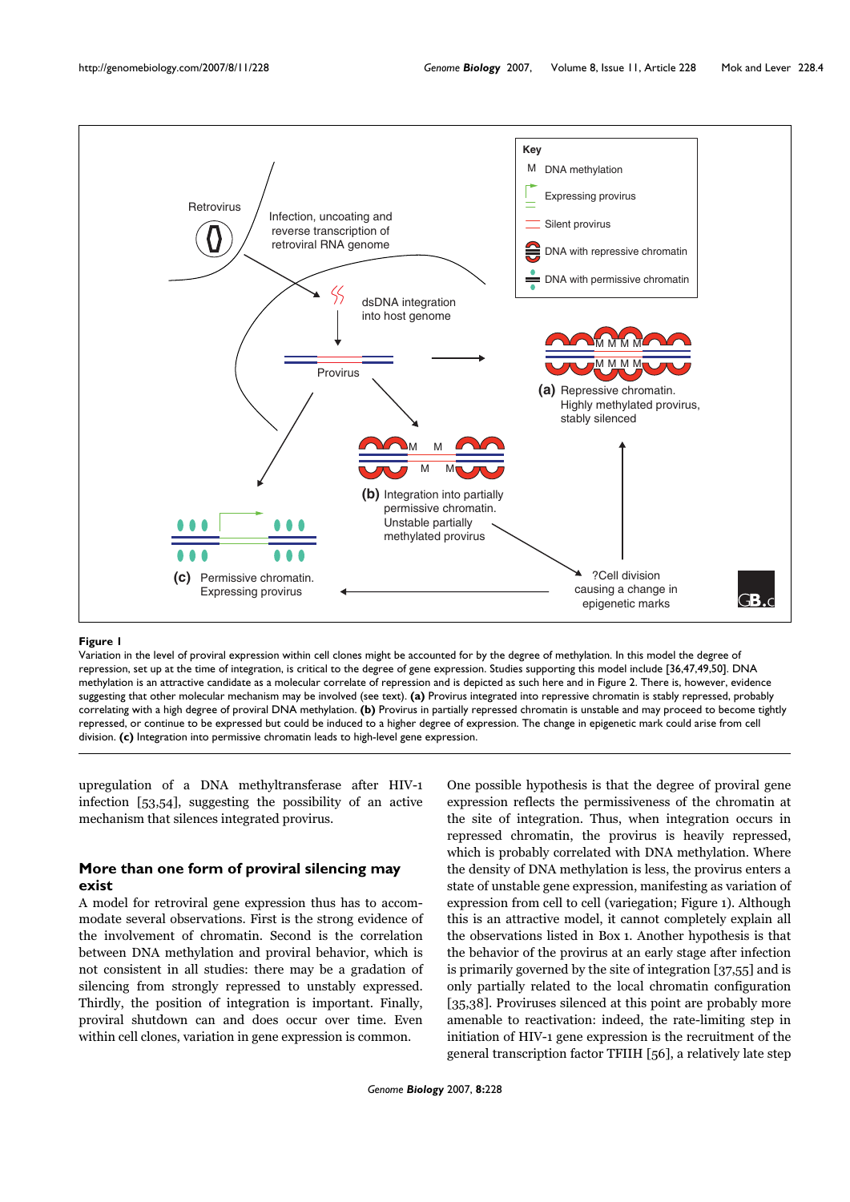**Figure 1**

Variation in the level of proviral expression within cell clones might be accounted for by the degree of methylation. In this model the degree of repression, set up at the time of integration, is critical to the degree of gene expression. Studies supporting this model include [36,47,49,50]. DNA methylation is an attractive candidate as a molecular correlate of repression and is depicted as such here and in Figure 2. There is, however, evidence suggesting that other molecular mechanism may be involved (see text). **(a)** Provirus integrated into repressive chromatin is stably repressed, probably correlating with a high degree of proviral DNA methylation. **(b)** Provirus in partially repressed chromatin is unstable and may proceed to become tightly repressed, or continue to be expressed but could be induced to a higher degree of expression. The change in epigenetic mark could arise from cell division. **(c)** Integration into permissive chromatin leads to high-level gene expression.

upregulation of a DNA methyltransferase after HIV-1 infection [53,54], suggesting the possibility of an active mechanism that silences integrated provirus.

## More than one form of proviral silencing may exist

A model for retroviral gene expression thus has to accommodate several observations. First is the strong evidence of the involvement of chromatin. Second is the correlation between DNA methylation and proviral behavior, which is not consistent in all studies: there may be a gradation of silencing from strongly repressed to unstably expressed. Thirdly, the position of integration is important. Finally, proviral shutdown can and does occur over time. Even within cell clones, variation in gene expression is common.

One possible hypothesis is that the degree of proviral gene expression reflects the permissiveness of the chromatin at the site of integration. Thus, when integration occurs in repressed chromatin, the provirus is heavily repressed, which is probably correlated with DNA methylation. Where the density of DNA methylation is less, the provirus enters a state of unstable gene expression, manifesting as variation of expression from cell to cell (variegation; Figure 1). Although this is an attractive model, it cannot completely explain all the observations listed in Box 1. Another hypothesis is that the behavior of the provirus at an early stage after infection is primarily governed by the site of integration [37,55] and is only partially related to the local chromatin configuration [35,38]. Proviruses silenced at this point are probably more amenable to reactivation: indeed, the rate-limiting step in initiation of HIV-1 gene expression is the recruitment of the general transcription factor TFIIH [56], a relatively late step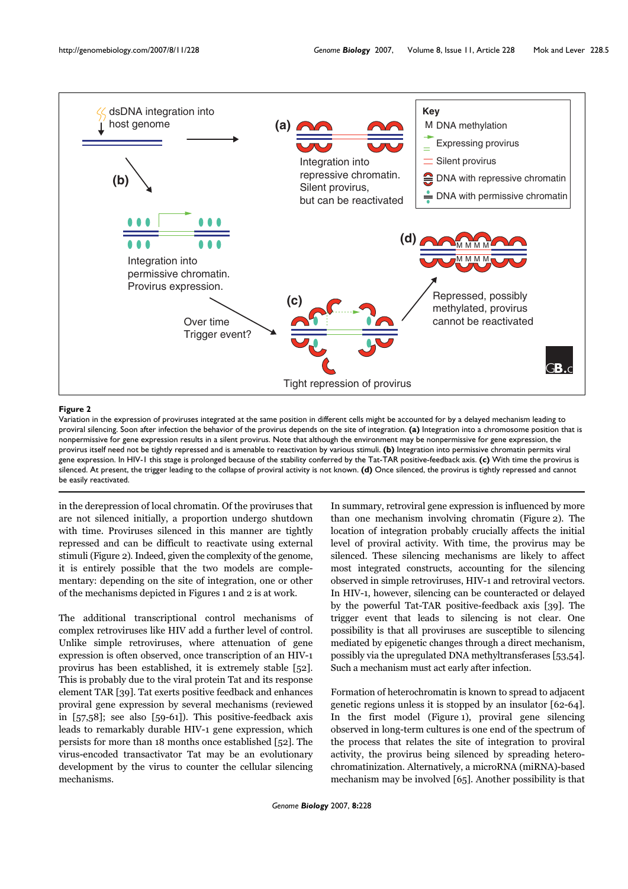**Figure 2**

Variation in the expression of proviruses integrated at the same position in different cells might be accounted for by a delayed mechanism leading to proviral silencing. Soon after infection the behavior of the provirus depends on the site of integration. **(a)** Integration into a chromosome position that is nonpermissive for gene expression results in a silent provirus. Note that although the environment may be nonpermissive for gene expression, the provirus itself need not be tightly repressed and is amenable to reactivation by various stimuli. **(b)** Integration into permissive chromatin permits viral gene expression. In HIV-1 this stage is prolonged because of the stability conferred by the Tat-TAR positive-feedback axis. **(c)** With time the provirus is silenced. At present, the trigger leading to the collapse of proviral activity is not known. **(d)** Once silenced, the provirus is tightly repressed and cannot be easily reactivated.

in the derepression of local chromatin. Of the proviruses that are not silenced initially, a proportion undergo shutdown with time. Proviruses silenced in this manner are tightly repressed and can be difficult to reactivate using external stimuli (Figure 2). Indeed, given the complexity of the genome, it is entirely possible that the two models are complementary: depending on the site of integration, one or other of the mechanisms depicted in Figures 1 and 2 is at work.

The additional transcriptional control mechanisms of complex retroviruses like HIV add a further level of control. Unlike simple retroviruses, where attenuation of gene expression is often observed, once transcription of an HIV-1 provirus has been established, it is extremely stable [52]. This is probably due to the viral protein Tat and its response element TAR [39]. Tat exerts positive feedback and enhances proviral gene expression by several mechanisms (reviewed in [57,58]; see also [59-61]). This positive-feedback axis leads to remarkably durable HIV-1 gene expression, which persists for more than 18 months once established [52]. The virus-encoded transactivator Tat may be an evolutionary development by the virus to counter the cellular silencing mechanisms.

In summary, retroviral gene expression is influenced by more than one mechanism involving chromatin (Figure 2). The location of integration probably crucially affects the initial level of proviral activity. With time, the provirus may be silenced. These silencing mechanisms are likely to affect most integrated constructs, accounting for the silencing observed in simple retroviruses, HIV-1 and retroviral vectors. In HIV-1, however, silencing can be counteracted or delayed by the powerful Tat-TAR positive-feedback axis [39]. The trigger event that leads to silencing is not clear. One possibility is that all proviruses are susceptible to silencing mediated by epigenetic changes through a direct mechanism, possibly via the upregulated DNA methyltransferases [53,54]. Such a mechanism must act early after infection.

Formation of heterochromatin is known to spread to adjacent genetic regions unless it is stopped by an insulator [62-64]. In the first model (Figure 1), proviral gene silencing observed in long-term cultures is one end of the spectrum of the process that relates the site of integration to proviral activity, the provirus being silenced by spreading heterochromatinization. Alternatively, a microRNA (miRNA)-based mechanism may be involved [65]. Another possibility is that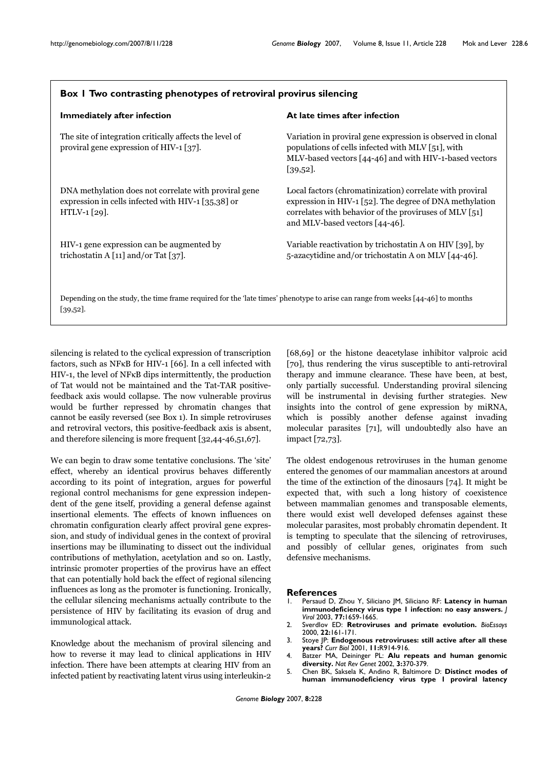**Box 1 Two contrasting phenotypes of retroviral provirus silencing**

| Immediately after infection | At late times after infection |
|---|---|
| The site of integration critically affects the level of proviral gene expression of HIV-1 [37]. | Variation in proviral gene expression is observed in clonal populations of cells infected with MLV [51], with MLV-based vectors [44-46] and with HIV-1-based vectors [39,52]. |
| DNA methylation does not correlate with proviral gene expression in cells infected with HIV-1 [35,38] or HTLV-1 [29]. | Local factors (chromatinization) correlate with proviral expression in HIV-1 [52]. The degree of DNA methylation correlates with behavior of the proviruses of MLV [51] and MLV-based vectors [44-46]. |
| HIV-1 gene expression can be augmented by trichostatin A [11] and/or Tat [37]. | Variable reactivation by trichostatin A on HIV [39], by 5-azacytidine and/or trichostatin A on MLV [44-46]. |

Depending on the study, the time frame required for the 'late times' phenotype to arise can range from weeks [44-46] to months [39,52].

silencing is related to the cyclical expression of transcription factors, such as NFκB for HIV-1 [66]. In a cell infected with HIV-1, the level of NFκB dips intermittently, the production of Tat would not be maintained and the Tat-TAR positive-feedback axis would collapse. The now vulnerable provirus would be further repressed by chromatin changes that cannot be easily reversed (see Box 1). In simple retroviruses and retroviral vectors, this positive-feedback axis is absent, and therefore silencing is more frequent [32,44-46,51,67].

We can begin to draw some tentative conclusions. The 'site' effect, whereby an identical provirus behaves differently according to its point of integration, argues for powerful regional control mechanisms for gene expression independent of the gene itself, providing a general defense against insertional elements. The effects of known influences on chromatin configuration clearly affect proviral gene expression, and study of individual genes in the context of proviral insertions may be illuminating to dissect out the individual contributions of methylation, acetylation and so on. Lastly, intrinsic promoter properties of the provirus have an effect that can potentially hold back the effect of regional silencing influences as long as the promoter is functioning. Ironically, the cellular silencing mechanisms actually contribute to the persistence of HIV by facilitating its evasion of drug and immunological attack.

Knowledge about the mechanism of proviral silencing and how to reverse it may lead to clinical applications in HIV infection. There have been attempts at clearing HIV from an infected patient by reactivating latent virus using interleukin-2 [68,69] or the histone deacetylase inhibitor valproic acid [70], thus rendering the virus susceptible to anti-retroviral therapy and immune clearance. These have been, at best, only partially successful. Understanding proviral silencing will be instrumental in devising further strategies. New insights into the control of gene expression by miRNA, which is possibly another defense against invading molecular parasites [71], will undoubtedly also have an impact [72,73].

The oldest endogenous retroviruses in the human genome entered the genomes of our mammalian ancestors at around the time of the extinction of the dinosaurs [74]. It might be expected that, with such a long history of coexistence between mammalian genomes and transposable elements, there would exist well developed defenses against these molecular parasites, most probably chromatin dependent. It is tempting to speculate that the silencing of retroviruses, and possibly of cellular genes, originates from such defensive mechanisms.

## References

1. Persaud D, Zhou Y, Siliciano JM, Siliciano RF: **Latency in human immunodeficiency virus type 1 infection: no easy answers.** *J Virol* 2003, **77:**1659-1665.
2. Sverdlov ED: **Retroviruses and primate evolution.** *BioEssays* 2000, **22:**161-171.
3. Stoye JP: **Endogenous retroviruses: still active after all these years?** *Curr Biol* 2001, **11:**R914-916.
4. Batzer MA, Deininger PL: **Alu repeats and human genomic diversity.** *Nat Rev Genet* 2002, **3:**370-379.
5. Chen BK, Saksela K, Andino R, Baltimore D: **Distinct modes of human immunodeficiency virus type 1 proviral latency**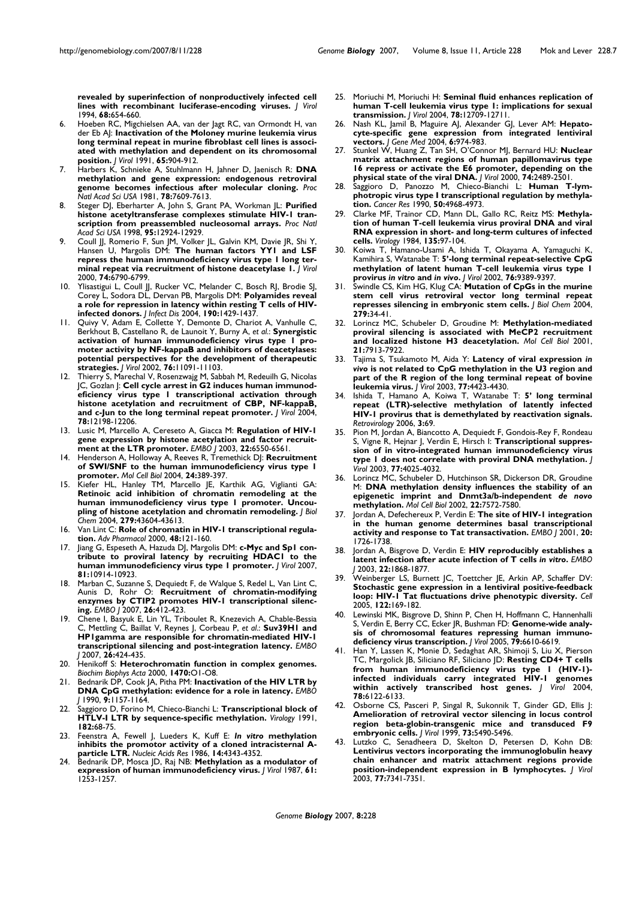**revealed by superinfection of nonproductively infected cell lines with recombinant luciferase-encoding viruses.** *J Virol* 1994, **68:**654-660.

6. Hoeben RC, Migchielsen AA, van der Jagt RC, van Ormondt H, van der Eb AJ: **Inactivation of the Moloney murine leukemia virus long terminal repeat in murine fibroblast cell lines is associated with methylation and dependent on its chromosomal position.** *J Virol* 1991, **65:**904-912.
7. Harbers K, Schnieke A, Stuhlmann H, Jahner D, Jaenisch R: **DNA methylation and gene expression: endogenous retroviral genome becomes infectious after molecular cloning.** *Proc Natl Acad Sci USA* 1981, **78:**7609-7613.
8. Steger DJ, Eberharter A, John S, Grant PA, Workman JL: **Purified histone acetyltransferase complexes stimulate HIV-1 transcription from preassembled nucleosomal arrays.** *Proc Natl Acad Sci USA* 1998, **95:**12924-12929.
9. Coull JJ, Romerio F, Sun JM, Volker JL, Galvin KM, Davie JR, Shi Y, Hansen U, Margolis DM: **The human factors YY1 and LSF repress the human immunodeficiency virus type 1 long terminal repeat via recruitment of histone deacetylase 1.** *J Virol* 2000, **74:**6790-6799.
10. Ylisastigui L, Coull JJ, Rucker VC, Melander C, Bosch RJ, Brodie SJ, Corey L, Sodora DL, Dervan PB, Margolis DM: **Polyamides reveal a role for repression in latency within resting T cells of HIV-infected donors.** *J Infect Dis* 2004, **190:**1429-1437.
11. Quivy V, Adam E, Collette Y, Demonte D, Chariot A, Vanhulle C, Berkhout B, Castellano R, de Launoit Y, Burny A, *et al.*: **Synergistic activation of human immunodeficiency virus type 1 promoter activity by NF-kappaB and inhibitors of deacetylases: potential perspectives for the development of therapeutic strategies.** *J Virol* 2002, **76:**11091-11103.
12. Thierry S, Marechal V, Rosenzwajg M, Sabbah M, Redeuilh G, Nicolas JC, Gozlan J: **Cell cycle arrest in G2 induces human immunodeficiency virus type 1 transcriptional activation through histone acetylation and recruitment of CBP, NF-kappaB, and c-Jun to the long terminal repeat promoter.** *J Virol* 2004, **78:**12198-12206.
13. Lusic M, Marcello A, Cereseto A, Giacca M: **Regulation of HIV-1 gene expression by histone acetylation and factor recruitment at the LTR promoter.** *EMBO J* 2003, **22:**6550-6561.
14. Henderson A, Holloway A, Reeves R, Tremethick DJ: **Recruitment of SWI/SNF to the human immunodeficiency virus type 1 promoter.** *Mol Cell Biol* 2004, **24:**389-397.
15. Kiefer HL, Hanley TM, Marcello JE, Karthik AG, Viglianti GA: **Retinoic acid inhibition of chromatin remodeling at the human immunodeficiency virus type 1 promoter. Uncoupling of histone acetylation and chromatin remodeling.** *J Biol Chem* 2004, **279:**43604-43613.
16. Van Lint C: **Role of chromatin in HIV-1 transcriptional regulation.** *Adv Pharmacol* 2000, **48:**121-160.
17. Jiang G, Espeseth A, Hazuda DJ, Margolis DM: **c-Myc and Sp1 contribute to proviral latency by recruiting HDAC1 to the human immunodeficiency virus type 1 promoter.** *J Virol* 2007, **81:**10914-10923.
18. Marban C, Suzanne S, Dequiedt F, de Walque S, Redel L, Van Lint C, Aunis D, Rohr O: **Recruitment of chromatin-modifying enzymes by CTIP2 promotes HIV-1 transcriptional silencing.** *EMBO J* 2007, **26:**412-423.
19. Chene I, Basyuk E, Lin YL, Triboulet R, Knezevich A, Chable-Bessia C, Mettling C, Baillat V, Reynes J, Corbeau P, *et al.*: **Suv39H1 and HP1gamma are responsible for chromatin-mediated HIV-1 transcriptional silencing and post-integration latency.** *EMBO J* 2007, **26:**424-435.
20. Henikoff S: **Heterochromatin function in complex genomes.** *Biochim Biophys Acta* 2000, **1470:**O1-O8.
21. Bednarik DP, Cook JA, Pitha PM: **Inactivation of the HIV LTR by DNA CpG methylation: evidence for a role in latency.** *EMBO J* 1990, **9:**1157-1164.
22. Saggioro D, Forino M, Chieco-Bianchi L: **Transcriptional block of HTLV-I LTR by sequence-specific methylation.** *Virology* 1991, **182:**68-75.
23. Feenstra A, Fewell J, Lueders K, Kuff E: ***In vitro* methylation inhibits the promotor activity of a cloned intracisternal A-particle LTR.** *Nucleic Acids Res* 1986, **14:**4343-4352.
24. Bednarik DP, Mosca JD, Raj NB: **Methylation as a modulator of expression of human immunodeficiency virus.** *J Virol* 1987, **61:** 1253-1257.
25. Moriuchi M, Moriuchi H: **Seminal fluid enhances replication of human T-cell leukemia virus type 1: implications for sexual transmission.** *J Virol* 2004, **78:**12709-12711.
26. Nash KL, Jamil B, Maguire AJ, Alexander GJ, Lever AM: **Hepatocyte-specific gene expression from integrated lentiviral vectors.** *J Gene Med* 2004, **6:**974-983.
27. Stunkel W, Huang Z, Tan SH, O'Connor MJ, Bernard HU: **Nuclear matrix attachment regions of human papillomavirus type 16 repress or activate the E6 promoter, depending on the physical state of the viral DNA.** *J Virol* 2000, **74:**2489-2501.
28. Saggioro D, Panozzo M, Chieco-Bianchi L: **Human T-lymphotropic virus type I transcriptional regulation by methylation.** *Cancer Res* 1990, **50:**4968-4973.
29. Clarke MF, Trainor CD, Mann DL, Gallo RC, Reitz MS: **Methylation of human T-cell leukemia virus proviral DNA and viral RNA expression in short- and long-term cultures of infected cells.** *Virology* 1984, **135:**97-104.
30. Koiwa T, Hamano-Usami A, Ishida T, Okayama A, Yamaguchi K, Kamihira S, Watanabe T: **5'-long terminal repeat-selective CpG methylation of latent human T-cell leukemia virus type 1 provirus *in vitro* and *in vivo*.** *J Virol* 2002, **76:**9389-9397.
31. Swindle CS, Kim HG, Klug CA: **Mutation of CpGs in the murine stem cell virus retroviral vector long terminal repeat represses silencing in embryonic stem cells.** *J Biol Chem* 2004, **279:**34-41.
32. Lorincz MC, Schubeler D, Groudine M: **Methylation-mediated proviral silencing is associated with MeCP2 recruitment and localized histone H3 deacetylation.** *Mol Cell Biol* 2001, **21:**7913-7922.
33. Tajima S, Tsukamoto M, Aida Y: **Latency of viral expression *in vivo* is not related to CpG methylation in the U3 region and part of the R region of the long terminal repeat of bovine leukemia virus.** *J Virol* 2003, **77:**4423-4430.
34. Ishida T, Hamano A, Koiwa T, Watanabe T: **5' long terminal repeat (LTR)-selective methylation of latently infected HIV-1 provirus that is demethylated by reactivation signals.** *Retrovirology* 2006, **3:**69.
35. Pion M, Jordan A, Biancotto A, Dequiedt F, Gondois-Rey F, Rondeau S, Vigne R, Hejnar J, Verdin E, Hirsch I: **Transcriptional suppression of in vitro-integrated human immunodeficiency virus type 1 does not correlate with proviral DNA methylation.** *J Virol* 2003, **77:**4025-4032.
36. Lorincz MC, Schubeler D, Hutchinson SR, Dickerson DR, Groudine M: **DNA methylation density influences the stability of an epigenetic imprint and Dnmt3a/b-independent *de novo* methylation.** *Mol Cell Biol* 2002, **22:**7572-7580.
37. Jordan A, Defechereux P, Verdin E: **The site of HIV-1 integration in the human genome determines basal transcriptional activity and response to Tat transactivation.** *EMBO J* 2001, **20:** 1726-1738.
38. Jordan A, Bisgrove D, Verdin E: **HIV reproducibly establishes a latent infection after acute infection of T cells *in vitro*.** *EMBO J* 2003, **22:**1868-1877.
39. Weinberger LS, Burnett JC, Toettcher JE, Arkin AP, Schaffer DV: **Stochastic gene expression in a lentiviral positive-feedback loop: HIV-1 Tat fluctuations drive phenotypic diversity.** *Cell* 2005, **122:**169-182.
40. Lewinski MK, Bisgrove D, Shinn P, Chen H, Hoffmann C, Hannenhalli S, Verdin E, Berry CC, Ecker JR, Bushman FD: **Genome-wide analysis of chromosomal features repressing human immunodeficiency virus transcription.** *J Virol* 2005, **79:**6610-6619.
41. Han Y, Lassen K, Monie D, Sedaghat AR, Shimoji S, Liu X, Pierson TC, Margolick JB, Siliciano RF, Siliciano JD: **Resting CD4+ T cells from human immunodeficiency virus type 1 (HIV-1)-infected individuals carry integrated HIV-1 genomes within actively transcribed host genes.** *J Virol* 2004, **78:**6122-6133.
42. Osborne CS, Pasceri P, Singal R, Sukonnik T, Ginder GD, Ellis J: **Amelioration of retroviral vector silencing in locus control region beta-globin-transgenic mice and transduced F9 embryonic cells.** *J Virol* 1999, **73:**5490-5496.
43. Lutzko C, Senadheera D, Skelton D, Petersen D, Kohn DB: **Lentivirus vectors incorporating the immunoglobulin heavy chain enhancer and matrix attachment regions provide position-independent expression in B lymphocytes.** *J Virol* 2003, **77:**7341-7351.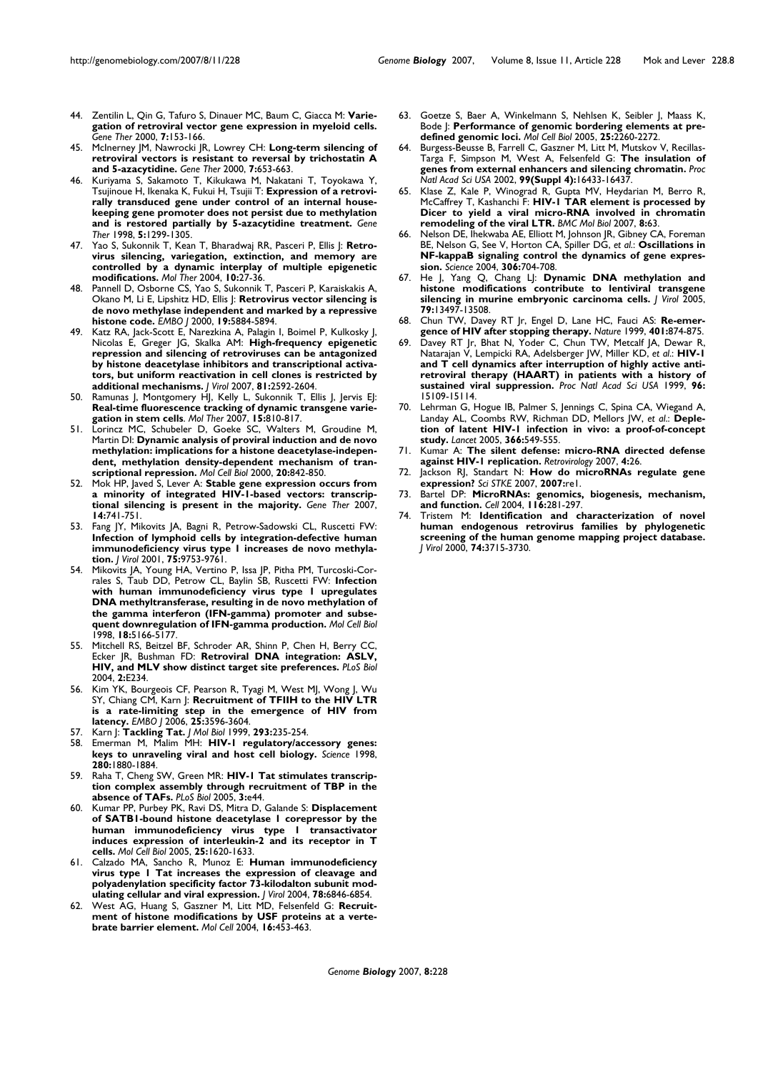44. Zentilin L, Qin G, Tafuro S, Dinauer MC, Baum C, Giacca M: **Variegation of retroviral vector gene expression in myeloid cells.** *Gene Ther* 2000, **7:**153-166.
45. McInerney JM, Nawrocki JR, Lowrey CH: **Long-term silencing of retroviral vectors is resistant to reversal by trichostatin A and 5-azacytidine.** *Gene Ther* 2000, **7:**653-663.
46. Kuriyama S, Sakamoto T, Kikukawa M, Nakatani T, Toyokawa Y, Tsujinoue H, Ikenaka K, Fukui H, Tsujii T: **Expression of a retrovirally transduced gene under control of an internal housekeeping gene promoter does not persist due to methylation and is restored partially by 5-azacytidine treatment.** *Gene Ther* 1998, **5:**1299-1305.
47. Yao S, Sukonnik T, Kean T, Bharadwaj RR, Pasceri P, Ellis J: **Retrovirus silencing, variegation, extinction, and memory are controlled by a dynamic interplay of multiple epigenetic modifications.** *Mol Ther* 2004, **10:**27-36.
48. Pannell D, Osborne CS, Yao S, Sukonnik T, Pasceri P, Karaiskakis A, Okano M, Li E, Lipshitz HD, Ellis J: **Retrovirus vector silencing is de novo methylase independent and marked by a repressive histone code.** *EMBO J* 2000, **19:**5884-5894.
49. Katz RA, Jack-Scott E, Narezkina A, Palagin I, Boimel P, Kulkosky J, Nicolas E, Greger JG, Skalka AM: **High-frequency epigenetic repression and silencing of retroviruses can be antagonized by histone deacetylase inhibitors and transcriptional activators, but uniform reactivation in cell clones is restricted by additional mechanisms.** *J Virol* 2007, **81:**2592-2604.
50. Ramunas J, Montgomery HJ, Kelly L, Sukonnik T, Ellis J, Jervis EJ: **Real-time fluorescence tracking of dynamic transgene variegation in stem cells**. *Mol Ther* 2007, **15:**810-817.
51. Lorincz MC, Schubeler D, Goeke SC, Walters M, Groudine M, Martin DI: **Dynamic analysis of proviral induction and de novo methylation: implications for a histone deacetylase-independent, methylation density-dependent mechanism of transcriptional repression.** *Mol Cell Biol* 2000, **20:**842-850.
52. Mok HP, Javed S, Lever A: **Stable gene expression occurs from a minority of integrated HIV-1-based vectors: transcriptional silencing is present in the majority.** *Gene Ther* 2007, **14:**741-751.
53. Fang JY, Mikovits JA, Bagni R, Petrow-Sadowski CL, Ruscetti FW: **Infection of lymphoid cells by integration-defective human immunodeficiency virus type 1 increases de novo methylation.** *J Virol* 2001, **75:**9753-9761.
54. Mikovits JA, Young HA, Vertino P, Issa JP, Pitha PM, Turcoski-Corrales S, Taub DD, Petrow CL, Baylin SB, Ruscetti FW: **Infection with human immunodeficiency virus type 1 upregulates DNA methyltransferase, resulting in de novo methylation of the gamma interferon (IFN-gamma) promoter and subsequent downregulation of IFN-gamma production.** *Mol Cell Biol* 1998, **18:**5166-5177.
55. Mitchell RS, Beitzel BF, Schroder AR, Shinn P, Chen H, Berry CC, Ecker JR, Bushman FD: **Retroviral DNA integration: ASLV, HIV, and MLV show distinct target site preferences.** *PLoS Biol* 2004, **2:**E234.
56. Kim YK, Bourgeois CF, Pearson R, Tyagi M, West MJ, Wong J, Wu SY, Chiang CM, Karn J: **Recruitment of TFIIH to the HIV LTR is a rate-limiting step in the emergence of HIV from latency.** *EMBO J* 2006, **25:**3596-3604.
57. Karn J: **Tackling Tat.** *J Mol Biol* 1999, **293:**235-254.
58. Emerman M, Malim MH: **HIV-1 regulatory/accessory genes: keys to unraveling viral and host cell biology.** *Science* 1998, **280:**1880-1884.
59. Raha T, Cheng SW, Green MR: **HIV-1 Tat stimulates transcription complex assembly through recruitment of TBP in the absence of TAFs.** *PLoS Biol* 2005, **3:**e44.
60. Kumar PP, Purbey PK, Ravi DS, Mitra D, Galande S: **Displacement of SATB1-bound histone deacetylase 1 corepressor by the human immunodeficiency virus type 1 transactivator induces expression of interleukin-2 and its receptor in T cells.** *Mol Cell Biol* 2005, **25:**1620-1633.
61. Calzado MA, Sancho R, Munoz E: **Human immunodeficiency virus type 1 Tat increases the expression of cleavage and polyadenylation specificity factor 73-kilodalton subunit modulating cellular and viral expression.** *J Virol* 2004, **78:**6846-6854.
62. West AG, Huang S, Gaszner M, Litt MD, Felsenfeld G: **Recruitment of histone modifications by USF proteins at a vertebrate barrier element.** *Mol Cell* 2004, **16:**453-463.
63. Goetze S, Baer A, Winkelmann S, Nehlsen K, Seibler J, Maass K, Bode J: **Performance of genomic bordering elements at predefined genomic loci.** *Mol Cell Biol* 2005, **25:**2260-2272.
64. Burgess-Beusse B, Farrell C, Gaszner M, Litt M, Mutskov V, Recillas-Targa F, Simpson M, West A, Felsenfeld G: **The insulation of genes from external enhancers and silencing chromatin.** *Proc Natl Acad Sci USA* 2002, **99(Suppl 4):**16433-16437.
65. Klase Z, Kale P, Winograd R, Gupta MV, Heydarian M, Berro R, McCaffrey T, Kashanchi F: **HIV-1 TAR element is processed by Dicer to yield a viral micro-RNA involved in chromatin remodeling of the viral LTR.** *BMC Mol Biol* 2007, **8:**63.
66. Nelson DE, Ihekwaba AE, Elliott M, Johnson JR, Gibney CA, Foreman BE, Nelson G, See V, Horton CA, Spiller DG, *et al.*: **Oscillations in NF-kappaB signaling control the dynamics of gene expression.** *Science* 2004, **306:**704-708.
67. He J, Yang Q, Chang LJ: **Dynamic DNA methylation and histone modifications contribute to lentiviral transgene silencing in murine embryonic carcinoma cells.** *J Virol* 2005, **79:**13497-13508.
68. Chun TW, Davey RT Jr, Engel D, Lane HC, Fauci AS: **Re-emergence of HIV after stopping therapy.** *Nature* 1999, **401:**874-875.
69. Davey RT Jr, Bhat N, Yoder C, Chun TW, Metcalf JA, Dewar R, Natarajan V, Lempicki RA, Adelsberger JW, Miller KD, *et al.*: **HIV-1 and T cell dynamics after interruption of highly active antiretroviral therapy (HAART) in patients with a history of sustained viral suppression.** *Proc Natl Acad Sci USA* 1999, **96:**15109-15114.
70. Lehrman G, Hogue IB, Palmer S, Jennings C, Spina CA, Wiegand A, Landay AL, Coombs RW, Richman DD, Mellors JW, *et al.*: **Depletion of latent HIV-1 infection in vivo: a proof-of-concept study.** *Lancet* 2005, **366:**549-555.
71. Kumar A: **The silent defense: micro-RNA directed defense against HIV-1 replication.** *Retrovirology* 2007, **4:**26.
72. Jackson RJ, Standart N: **How do microRNAs regulate gene expression?** *Sci STKE* 2007, **2007:**re1.
73. Bartel DP: **MicroRNAs: genomics, biogenesis, mechanism, and function.** *Cell* 2004, **116:**281-297.
74. Tristem M: **Identification and characterization of novel human endogenous retrovirus families by phylogenetic screening of the human genome mapping project database.** *J Virol* 2000, **74:**3715-3730.